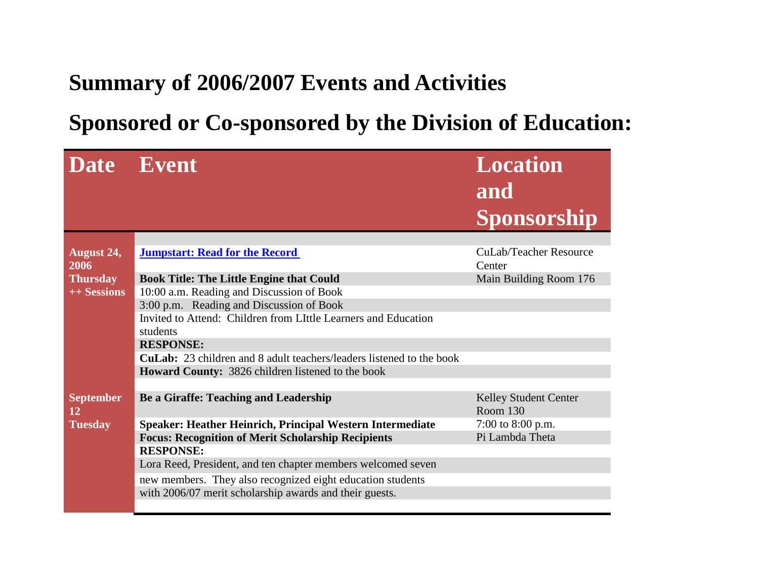# Summary of 2006/2007 Events and Activities

# Sponsored or Co-sponsored by the Division of Education:

| Date | Event | Location and Sponsorship |
| --- | --- | --- |
| August 24, 2006 Thursday ++ Sessions | **Jumpstart: Read for the Record** | CuLab/Teacher Resource Center |
| | **Book Title: The Little Engine that Could** | Main Building Room 176 |
| | 10:00 a.m. Reading and Discussion of Book | |
| | 3:00 p.m. Reading and Discussion of Book | |
| | Invited to Attend: Children from LIttle Learners and Education students | |
| | **RESPONSE:** | |
| | **CuLab:** 23 children and 8 adult teachers/leaders listened to the book | |
| | **Howard County:** 3826 children listened to the book | |
| September 12 Tuesday | **Be a Giraffe: Teaching and Leadership** | Kelley Student Center Room 130 |
| | **Speaker: Heather Heinrich, Principal Western Intermediate** | 7:00 to 8:00 p.m. |
| | **Focus: Recognition of Merit Scholarship Recipients** | Pi Lambda Theta |
| | **RESPONSE:** | |
| | Lora Reed, President, and ten chapter members welcomed seven new members. They also recognized eight education students with 2006/07 merit scholarship awards and their guests. | |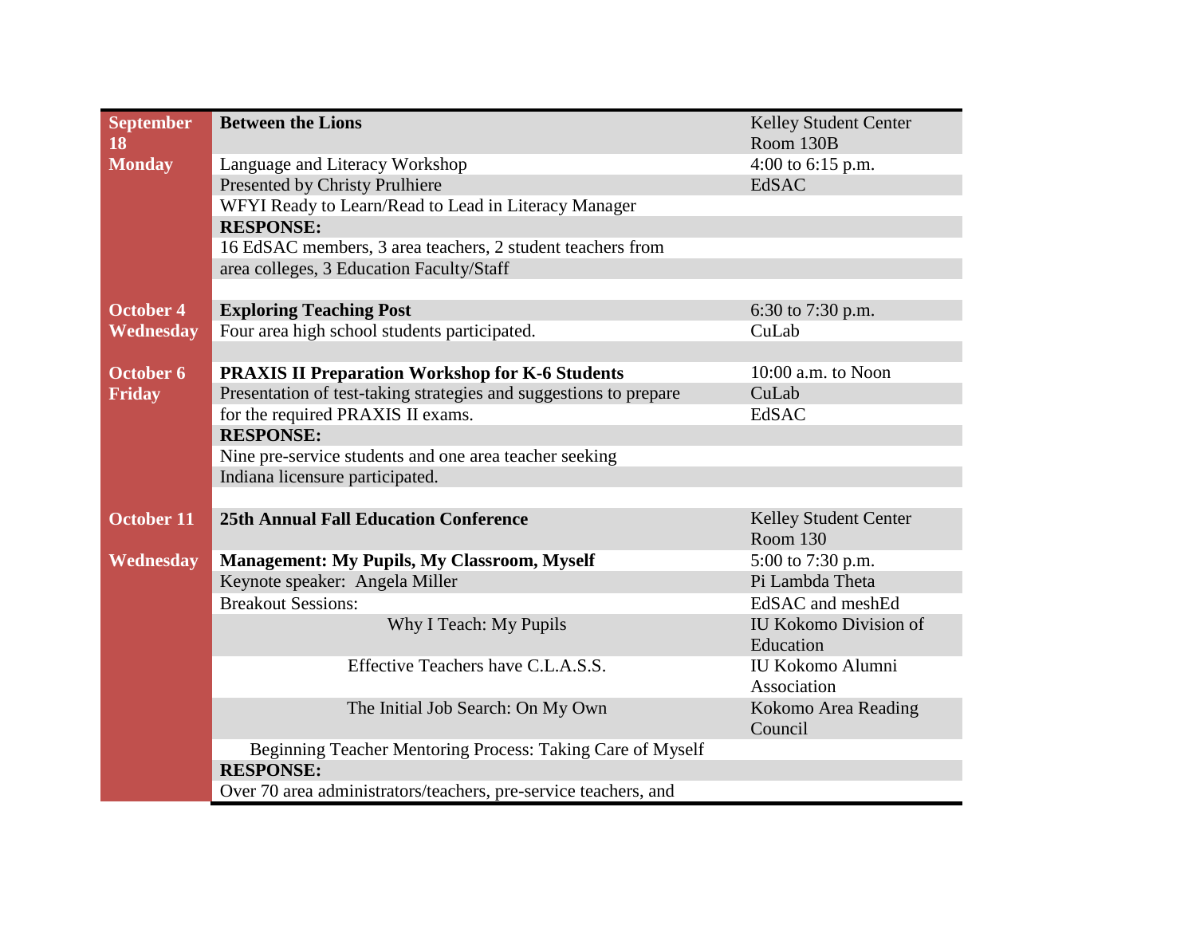| | | |
|---|---|---|
| **September 18 Monday** | **Between the Lions** | Kelley Student Center Room 130B |
| | Language and Literacy Workshop | 4:00 to 6:15 p.m. |
| | Presented by Christy Prulhiere | EdSAC |
| | WFYI Ready to Learn/Read to Lead in Literacy Manager | |
| | **RESPONSE:** | |
| | 16 EdSAC members, 3 area teachers, 2 student teachers from | |
| | area colleges, 3 Education Faculty/Staff | |
| | | |
| **October 4 Wednesday** | **Exploring Teaching Post** | 6:30 to 7:30 p.m. |
| | Four area high school students participated. | CuLab |
| | | |
| **October 6 Friday** | **PRAXIS II Preparation Workshop for K-6 Students** | 10:00 a.m. to Noon |
| | Presentation of test-taking strategies and suggestions to prepare | CuLab |
| | for the required PRAXIS II exams. | EdSAC |
| | **RESPONSE:** | |
| | Nine pre-service students and one area teacher seeking | |
| | Indiana licensure participated. | |
| | | |
| **October 11 Wednesday** | **25th Annual Fall Education Conference** | Kelley Student Center Room 130 |
| | **Management: My Pupils, My Classroom, Myself** | 5:00 to 7:30 p.m. |
| | Keynote speaker: Angela Miller | Pi Lambda Theta |
| | Breakout Sessions: | EdSAC and meshEd |
| | Why I Teach: My Pupils | IU Kokomo Division of Education |
| | Effective Teachers have C.L.A.S.S. | IU Kokomo Alumni Association |
| | The Initial Job Search: On My Own | Kokomo Area Reading Council |
| | Beginning Teacher Mentoring Process: Taking Care of Myself | |
| | **RESPONSE:** | |
| | Over 70 area administrators/teachers, pre-service teachers, and | |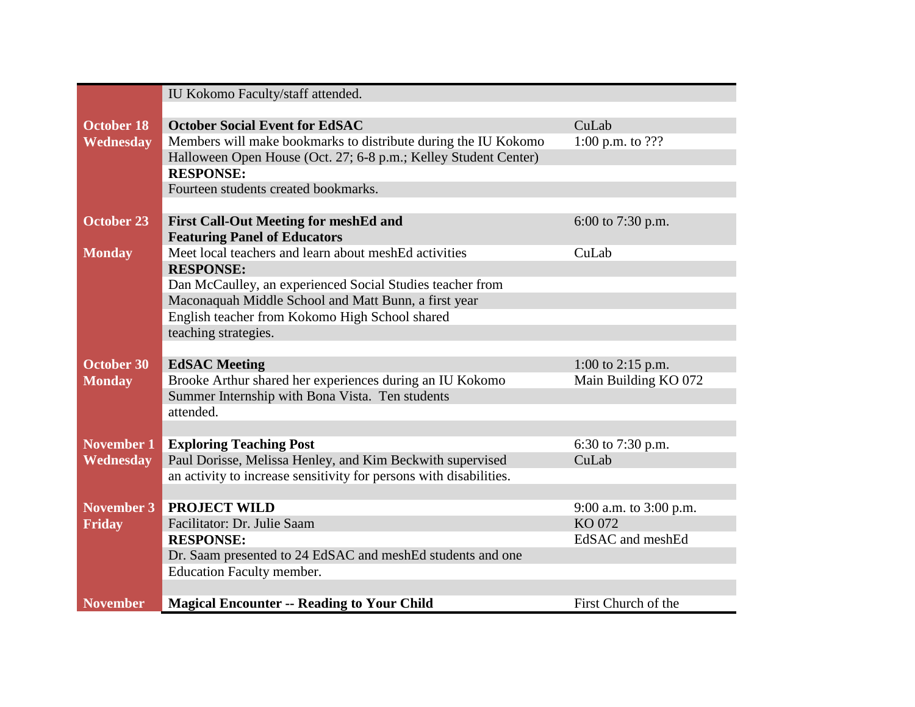| | | |
|---|---|---|
| | IU Kokomo Faculty/staff attended. | |
| **October 18 Wednesday** | **October Social Event for EdSAC**<br>Members will make bookmarks to distribute during the IU Kokomo Halloween Open House (Oct. 27; 6-8 p.m.; Kelley Student Center)<br>**RESPONSE:**<br>Fourteen students created bookmarks. | CuLab<br>1:00 p.m. to ??? |
| **October 23**<br>**Monday** | **First Call-Out Meeting for meshEd and Featuring Panel of Educators**<br>Meet local teachers and learn about meshEd activities<br>**RESPONSE:**<br>Dan McCaulley, an experienced Social Studies teacher from Maconaquah Middle School and Matt Bunn, a first year English teacher from Kokomo High School shared teaching strategies. | 6:00 to 7:30 p.m.<br>CuLab |
| **October 30 Monday** | **EdSAC Meeting**<br>Brooke Arthur shared her experiences during an IU Kokomo Summer Internship with Bona Vista. Ten students attended. | 1:00 to 2:15 p.m.<br>Main Building KO 072 |
| **November 1 Wednesday** | **Exploring Teaching Post**<br>Paul Dorisse, Melissa Henley, and Kim Beckwith supervised an activity to increase sensitivity for persons with disabilities. | 6:30 to 7:30 p.m.<br>CuLab |
| **November 3 Friday** | **PROJECT WILD**<br>Facilitator: Dr. Julie Saam<br>**RESPONSE:**<br>Dr. Saam presented to 24 EdSAC and meshEd students and one Education Faculty member. | 9:00 a.m. to 3:00 p.m.<br>KO 072<br>EdSAC and meshEd |
| **November** | **Magical Encounter -- Reading to Your Child** | First Church of the |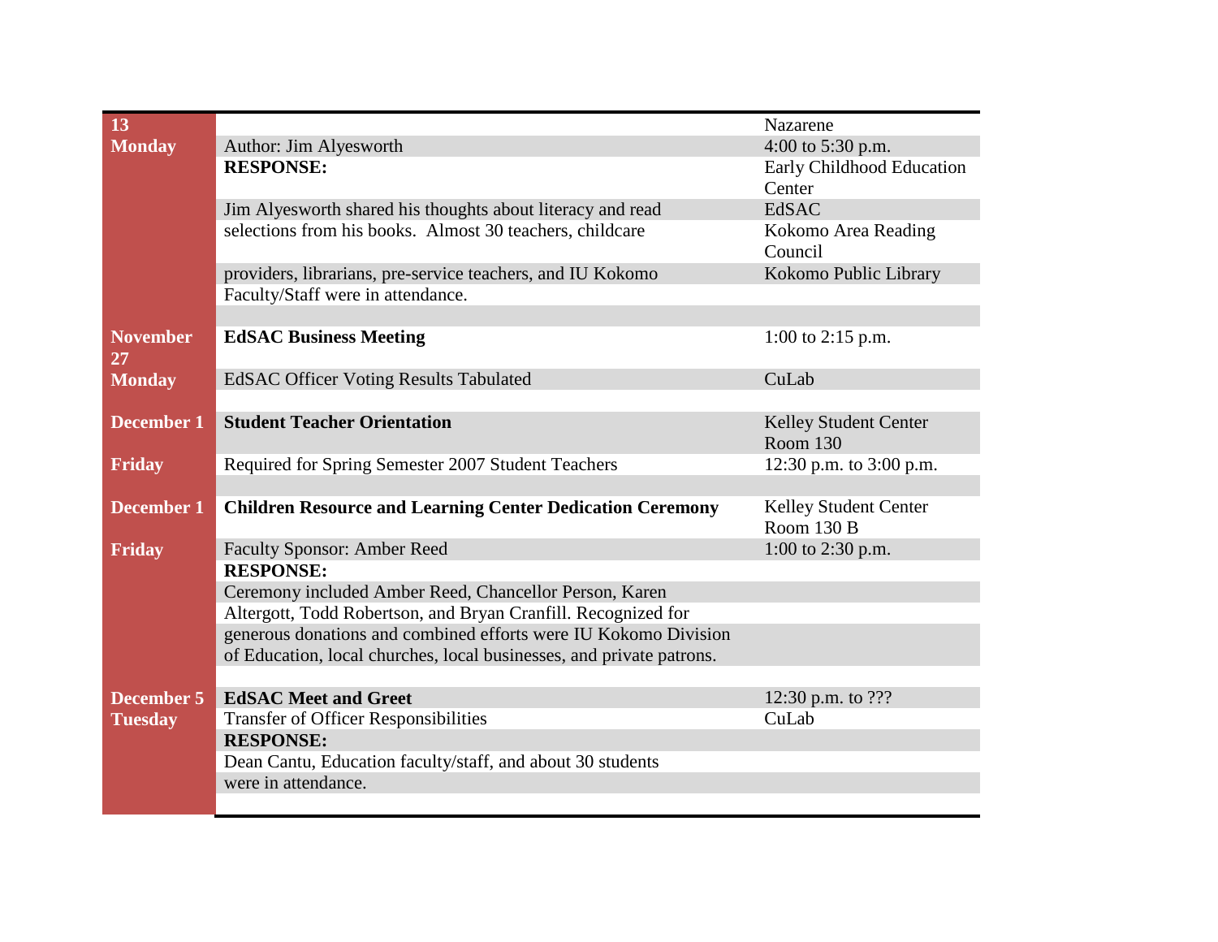| | | |
|---|---|---|
| **13** | | Nazarene |
| **Monday** | Author: Jim Alyesworth | 4:00 to 5:30 p.m. |
| | **RESPONSE:** | Early Childhood Education Center |
| | Jim Alyesworth shared his thoughts about literacy and read | EdSAC |
| | selections from his books. Almost 30 teachers, childcare | Kokomo Area Reading Council |
| | providers, librarians, pre-service teachers, and IU Kokomo | Kokomo Public Library |
| | Faculty/Staff were in attendance. | |
| | | |
| **November 27** | **EdSAC Business Meeting** | 1:00 to 2:15 p.m. |
| **Monday** | EdSAC Officer Voting Results Tabulated | CuLab |
| | | |
| **December 1** | **Student Teacher Orientation** | Kelley Student Center Room 130 |
| **Friday** | Required for Spring Semester 2007 Student Teachers | 12:30 p.m. to 3:00 p.m. |
| | | |
| **December 1** | **Children Resource and Learning Center Dedication Ceremony** | Kelley Student Center Room 130 B |
| **Friday** | Faculty Sponsor: Amber Reed | 1:00 to 2:30 p.m. |
| | **RESPONSE:** | |
| | Ceremony included Amber Reed, Chancellor Person, Karen | |
| | Altergott, Todd Robertson, and Bryan Cranfill. Recognized for | |
| | generous donations and combined efforts were IU Kokomo Division of Education, local churches, local businesses, and private patrons. | |
| | | |
| **December 5** | **EdSAC Meet and Greet** | 12:30 p.m. to ??? |
| **Tuesday** | Transfer of Officer Responsibilities | CuLab |
| | **RESPONSE:** | |
| | Dean Cantu, Education faculty/staff, and about 30 students | |
| | were in attendance. | |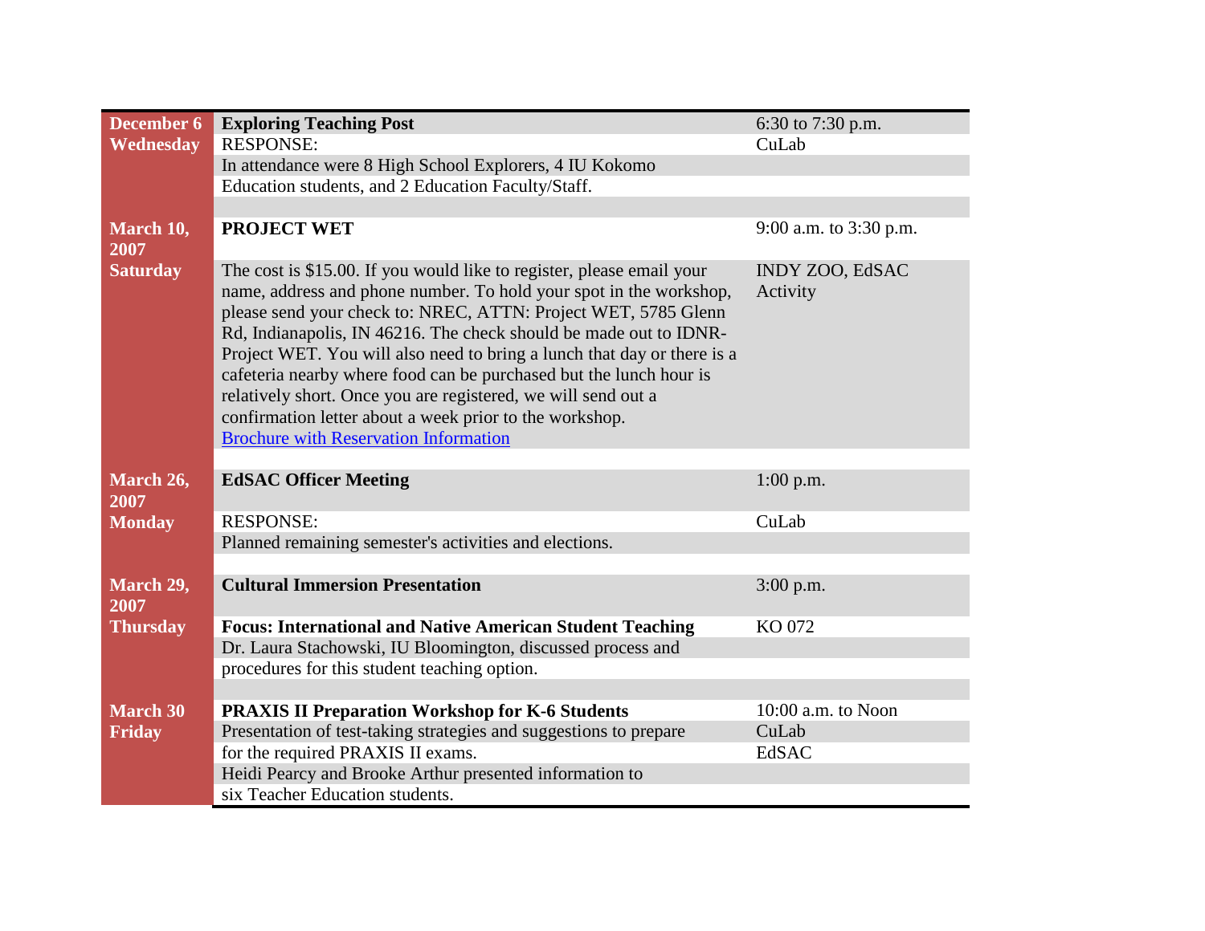| | | |
|---|---|---|
| **December 6** **Wednesday** | **Exploring Teaching Post** | 6:30 to 7:30 p.m. |
| | RESPONSE: | CuLab |
| | In attendance were 8 High School Explorers, 4 IU Kokomo Education students, and 2 Education Faculty/Staff. | |
| **March 10, 2007** **Saturday** | **PROJECT WET** | 9:00 a.m. to 3:30 p.m. |
| | The cost is $15.00. If you would like to register, please email your name, address and phone number. To hold your spot in the workshop, please send your check to: NREC, ATTN: Project WET, 5785 Glenn Rd, Indianapolis, IN 46216. The check should be made out to IDNR-Project WET. You will also need to bring a lunch that day or there is a cafeteria nearby where food can be purchased but the lunch hour is relatively short. Once you are registered, we will send out a confirmation letter about a week prior to the workshop. [Brochure with Reservation Information] | INDY ZOO, EdSAC Activity |
| **March 26, 2007** **Monday** | **EdSAC Officer Meeting** | 1:00 p.m. |
| | RESPONSE: | CuLab |
| | Planned remaining semester's activities and elections. | |
| **March 29, 2007** **Thursday** | **Cultural Immersion Presentation** | 3:00 p.m. |
| | **Focus: International and Native American Student Teaching** | KO 072 |
| | Dr. Laura Stachowski, IU Bloomington, discussed process and procedures for this student teaching option. | |
| **March 30** **Friday** | **PRAXIS II Preparation Workshop for K-6 Students** | 10:00 a.m. to Noon |
| | Presentation of test-taking strategies and suggestions to prepare for the required PRAXIS II exams. | CuLab EdSAC |
| | Heidi Pearcy and Brooke Arthur presented information to six Teacher Education students. | |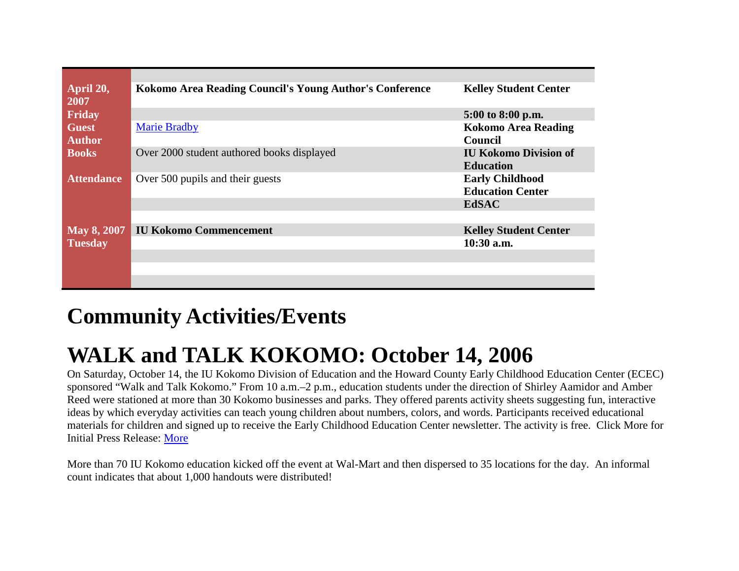| | | |
|---|---|---|
| **April 20, 2007** | **Kokomo Area Reading Council's Young Author's Conference** | **Kelley Student Center** |
| **Friday** | | **5:00 to 8:00 p.m.** |
| **Guest Author** | Marie Bradby | **Kokomo Area Reading Council** |
| **Books** | Over 2000 student authored books displayed | **IU Kokomo Division of Education** |
| **Attendance** | Over 500 pupils and their guests | **Early Childhood Education Center** |
| | | **EdSAC** |
| | | |
| **May 8, 2007** | **IU Kokomo Commencement** | **Kelley Student Center** |
| **Tuesday** | | **10:30 a.m.** |
| | | |
| | | |
| | | |

# Community Activities/Events

# WALK and TALK KOKOMO: October 14, 2006

On Saturday, October 14, the IU Kokomo Division of Education and the Howard County Early Childhood Education Center (ECEC) sponsored "Walk and Talk Kokomo." From 10 a.m.–2 p.m., education students under the direction of Shirley Aamidor and Amber Reed were stationed at more than 30 Kokomo businesses and parks. They offered parents activity sheets suggesting fun, interactive ideas by which everyday activities can teach young children about numbers, colors, and words. Participants received educational materials for children and signed up to receive the Early Childhood Education Center newsletter. The activity is free. Click More for Initial Press Release: More

More than 70 IU Kokomo education kicked off the event at Wal-Mart and then dispersed to 35 locations for the day. An informal count indicates that about 1,000 handouts were distributed!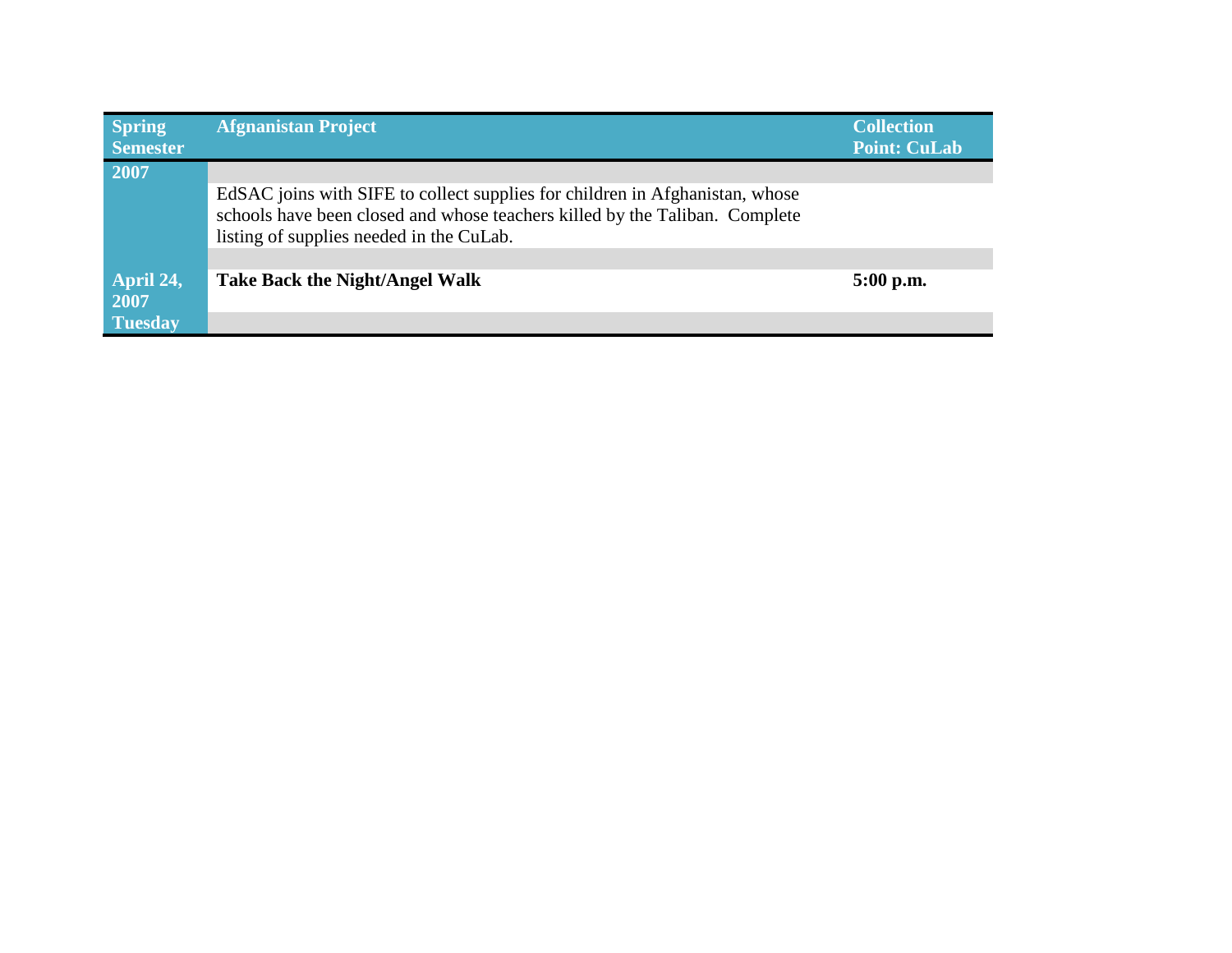| Spring Semester | Afgnanistan Project | Collection Point: CuLab |
|---|---|---|
| 2007 | | |
| | EdSAC joins with SIFE to collect supplies for children in Afghanistan, whose schools have been closed and whose teachers killed by the Taliban. Complete listing of supplies needed in the CuLab. | |
| | | |
| **April 24, 2007** | **Take Back the Night/Angel Walk** | **5:00 p.m.** |
| **Tuesday** | | |